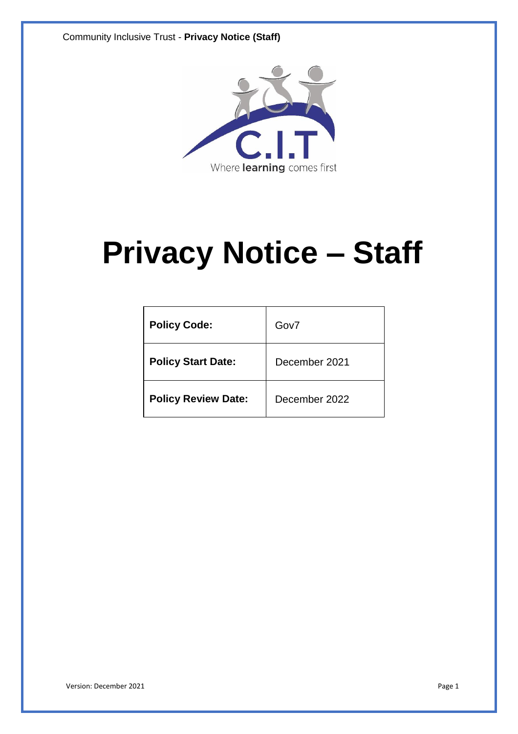# Privacy Notice – Staff

| **Policy Code:** | Gov7 |
|---|---|
| **Policy Start Date:** | December 2021 |
| **Policy Review Date:** | December 2022 |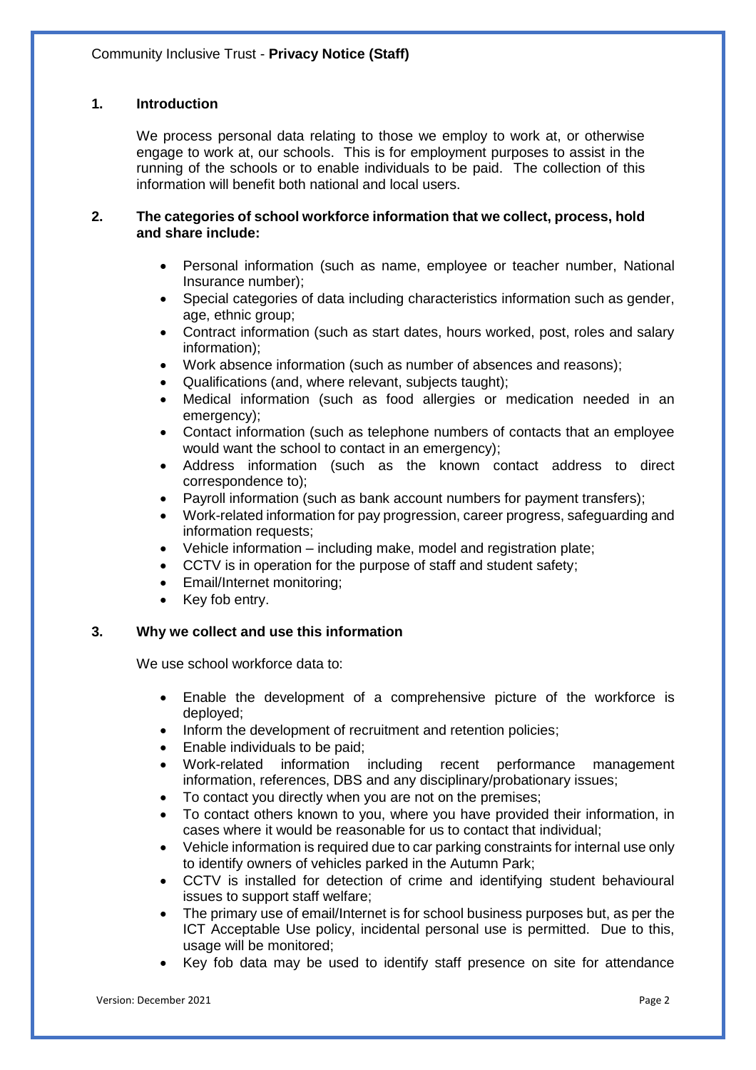## 1. Introduction

We process personal data relating to those we employ to work at, or otherwise engage to work at, our schools. This is for employment purposes to assist in the running of the schools or to enable individuals to be paid. The collection of this information will benefit both national and local users.

## 2. The categories of school workforce information that we collect, process, hold and share include:

- Personal information (such as name, employee or teacher number, National Insurance number);
- Special categories of data including characteristics information such as gender, age, ethnic group;
- Contract information (such as start dates, hours worked, post, roles and salary information);
- Work absence information (such as number of absences and reasons);
- Qualifications (and, where relevant, subjects taught);
- Medical information (such as food allergies or medication needed in an emergency);
- Contact information (such as telephone numbers of contacts that an employee would want the school to contact in an emergency);
- Address information (such as the known contact address to direct correspondence to);
- Payroll information (such as bank account numbers for payment transfers);
- Work-related information for pay progression, career progress, safeguarding and information requests;
- Vehicle information – including make, model and registration plate;
- CCTV is in operation for the purpose of staff and student safety;
- Email/Internet monitoring;
- Key fob entry.

## 3. Why we collect and use this information

We use school workforce data to:

- Enable the development of a comprehensive picture of the workforce is deployed;
- Inform the development of recruitment and retention policies;
- Enable individuals to be paid;
- Work-related information including recent performance management information, references, DBS and any disciplinary/probationary issues;
- To contact you directly when you are not on the premises;
- To contact others known to you, where you have provided their information, in cases where it would be reasonable for us to contact that individual;
- Vehicle information is required due to car parking constraints for internal use only to identify owners of vehicles parked in the Autumn Park;
- CCTV is installed for detection of crime and identifying student behavioural issues to support staff welfare;
- The primary use of email/Internet is for school business purposes but, as per the ICT Acceptable Use policy, incidental personal use is permitted. Due to this, usage will be monitored;
- Key fob data may be used to identify staff presence on site for attendance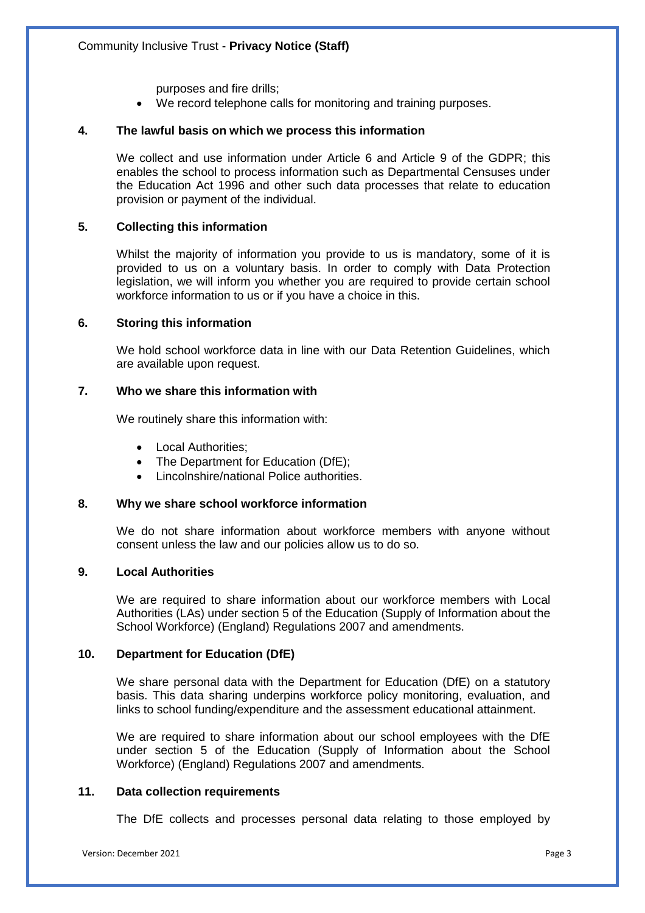purposes and fire drills;

- We record telephone calls for monitoring and training purposes.

## 4. The lawful basis on which we process this information

We collect and use information under Article 6 and Article 9 of the GDPR; this enables the school to process information such as Departmental Censuses under the Education Act 1996 and other such data processes that relate to education provision or payment of the individual.

## 5. Collecting this information

Whilst the majority of information you provide to us is mandatory, some of it is provided to us on a voluntary basis. In order to comply with Data Protection legislation, we will inform you whether you are required to provide certain school workforce information to us or if you have a choice in this.

## 6. Storing this information

We hold school workforce data in line with our Data Retention Guidelines, which are available upon request.

## 7. Who we share this information with

We routinely share this information with:

- Local Authorities;
- The Department for Education (DfE);
- Lincolnshire/national Police authorities.

## 8. Why we share school workforce information

We do not share information about workforce members with anyone without consent unless the law and our policies allow us to do so.

## 9. Local Authorities

We are required to share information about our workforce members with Local Authorities (LAs) under section 5 of the Education (Supply of Information about the School Workforce) (England) Regulations 2007 and amendments.

## 10. Department for Education (DfE)

We share personal data with the Department for Education (DfE) on a statutory basis. This data sharing underpins workforce policy monitoring, evaluation, and links to school funding/expenditure and the assessment educational attainment.

We are required to share information about our school employees with the DfE under section 5 of the Education (Supply of Information about the School Workforce) (England) Regulations 2007 and amendments.

## 11. Data collection requirements

The DfE collects and processes personal data relating to those employed by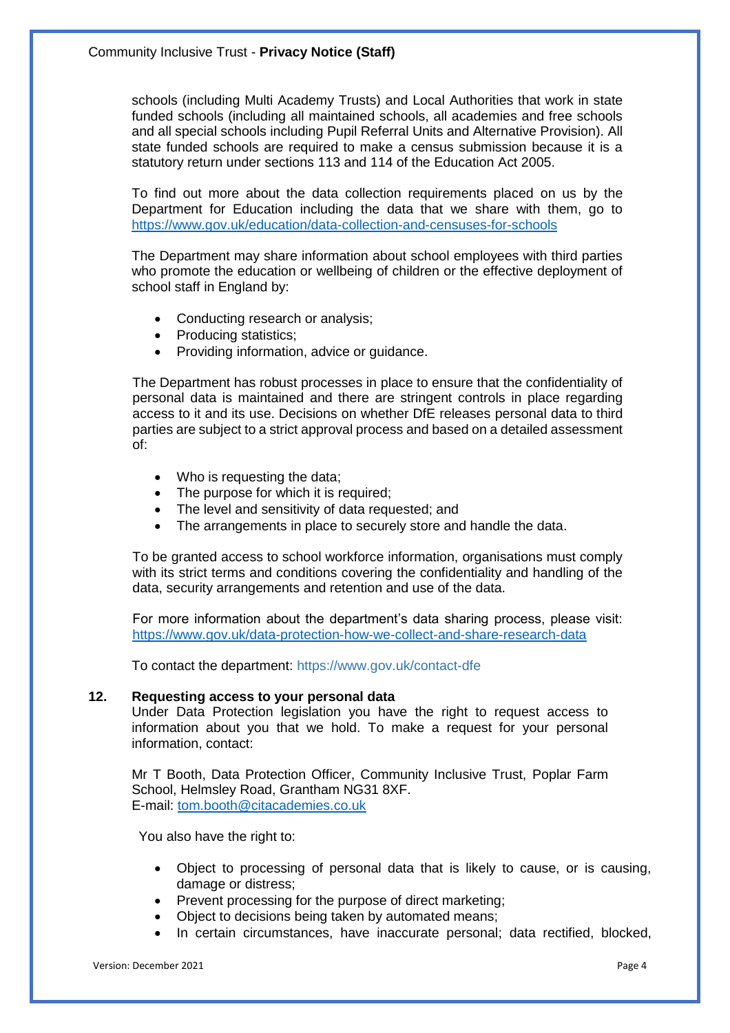schools (including Multi Academy Trusts) and Local Authorities that work in state funded schools (including all maintained schools, all academies and free schools and all special schools including Pupil Referral Units and Alternative Provision). All state funded schools are required to make a census submission because it is a statutory return under sections 113 and 114 of the Education Act 2005.

To find out more about the data collection requirements placed on us by the Department for Education including the data that we share with them, go to https://www.gov.uk/education/data-collection-and-censuses-for-schools

The Department may share information about school employees with third parties who promote the education or wellbeing of children or the effective deployment of school staff in England by:

- Conducting research or analysis;
- Producing statistics;
- Providing information, advice or guidance.

The Department has robust processes in place to ensure that the confidentiality of personal data is maintained and there are stringent controls in place regarding access to it and its use. Decisions on whether DfE releases personal data to third parties are subject to a strict approval process and based on a detailed assessment of:

- Who is requesting the data;
- The purpose for which it is required;
- The level and sensitivity of data requested; and
- The arrangements in place to securely store and handle the data.

To be granted access to school workforce information, organisations must comply with its strict terms and conditions covering the confidentiality and handling of the data, security arrangements and retention and use of the data.

For more information about the department's data sharing process, please visit: https://www.gov.uk/data-protection-how-we-collect-and-share-research-data

To contact the department: https://www.gov.uk/contact-dfe

## 12. Requesting access to your personal data

Under Data Protection legislation you have the right to request access to information about you that we hold. To make a request for your personal information, contact:

Mr T Booth, Data Protection Officer, Community Inclusive Trust, Poplar Farm School, Helmsley Road, Grantham NG31 8XF.
E-mail: tom.booth@citacademies.co.uk

You also have the right to:

- Object to processing of personal data that is likely to cause, or is causing, damage or distress;
- Prevent processing for the purpose of direct marketing;
- Object to decisions being taken by automated means;
- In certain circumstances, have inaccurate personal; data rectified, blocked,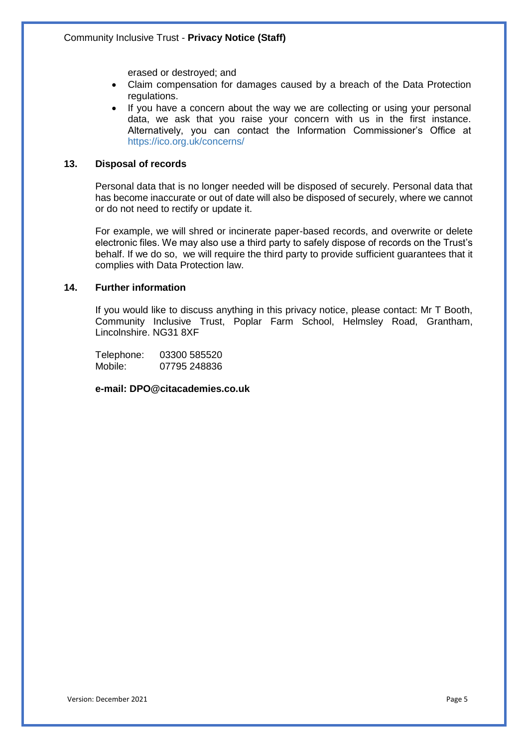erased or destroyed; and

- Claim compensation for damages caused by a breach of the Data Protection regulations.
- If you have a concern about the way we are collecting or using your personal data, we ask that you raise your concern with us in the first instance. Alternatively, you can contact the Information Commissioner's Office at https://ico.org.uk/concerns/

## 13. Disposal of records

Personal data that is no longer needed will be disposed of securely. Personal data that has become inaccurate or out of date will also be disposed of securely, where we cannot or do not need to rectify or update it.

For example, we will shred or incinerate paper-based records, and overwrite or delete electronic files. We may also use a third party to safely dispose of records on the Trust's behalf. If we do so, we will require the third party to provide sufficient guarantees that it complies with Data Protection law.

## 14. Further information

If you would like to discuss anything in this privacy notice, please contact: Mr T Booth, Community Inclusive Trust, Poplar Farm School, Helmsley Road, Grantham, Lincolnshire. NG31 8XF

Telephone: 03300 585520
Mobile: 07795 248836

**e-mail: DPO@citacademies.co.uk**